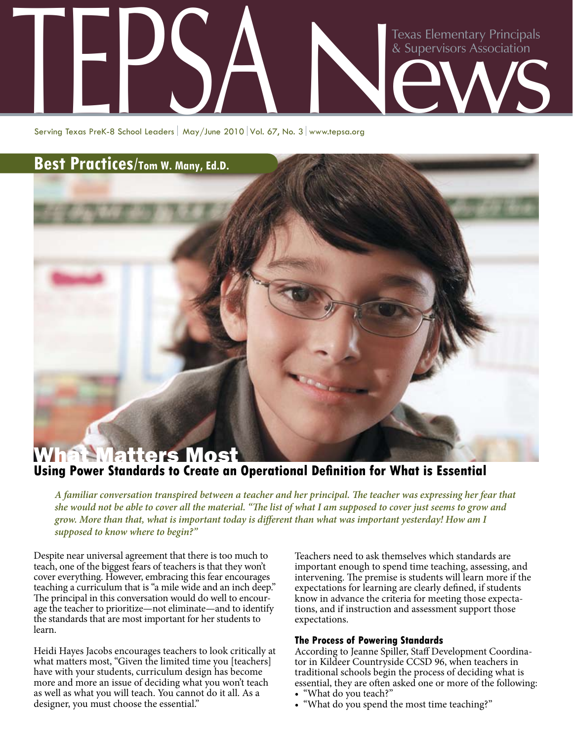# TEPSA News

Texas Elementary Principals & Supervisors Association

Serving Texas PreK-8 School Leaders | May/June 2010 | Vol. 67, No. 3 | www.tepsa.org

## Best Practices/Tom W. Many, Ed.D.

# What Matters Most

## Using Power Standards to Create an Operational Definition for What is Essential

***A familiar conversation transpired between a teacher and her principal. The teacher was expressing her fear that she would not be able to cover all the material. "The list of what I am supposed to cover just seems to grow and grow. More than that, what is important today is different than what was important yesterday! How am I supposed to know where to begin?"***

Despite near universal agreement that there is too much to teach, one of the biggest fears of teachers is that they won't cover everything. However, embracing this fear encourages teaching a curriculum that is "a mile wide and an inch deep." The principal in this conversation would do well to encourage the teacher to prioritize—not eliminate—and to identify the standards that are most important for her students to learn.

Heidi Hayes Jacobs encourages teachers to look critically at what matters most, "Given the limited time you [teachers] have with your students, curriculum design has become more and more an issue of deciding what you won't teach as well as what you will teach. You cannot do it all. As a designer, you must choose the essential."

Teachers need to ask themselves which standards are important enough to spend time teaching, assessing, and intervening. The premise is students will learn more if the expectations for learning are clearly defined, if students know in advance the criteria for meeting those expectations, and if instruction and assessment support those expectations.

### The Process of Powering Standards

According to Jeanne Spiller, Staff Development Coordinator in Kildeer Countryside CCSD 96, when teachers in traditional schools begin the process of deciding what is essential, they are often asked one or more of the following:

- "What do you teach?"
- "What do you spend the most time teaching?"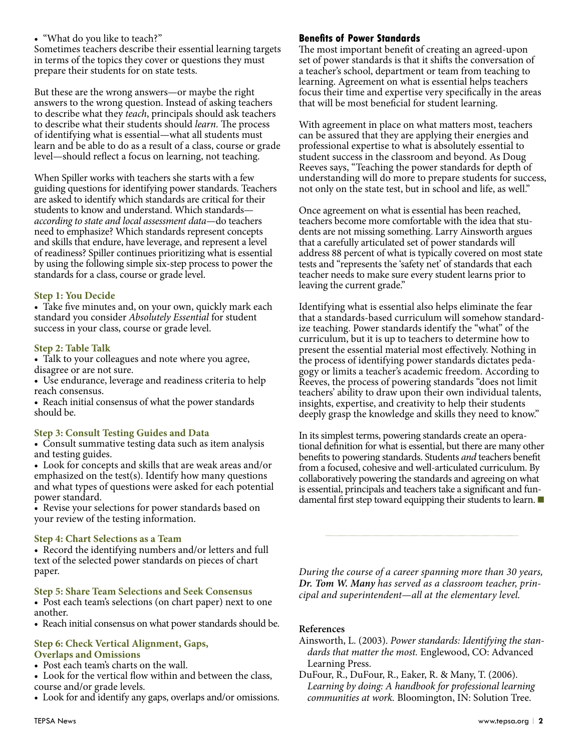- "What do you like to teach?"

Sometimes teachers describe their essential learning targets in terms of the topics they cover or questions they must prepare their students for on state tests.

But these are the wrong answers—or maybe the right answers to the wrong question. Instead of asking teachers to describe what they *teach*, principals should ask teachers to describe what their students should *learn*. The process of identifying what is essential—what all students must learn and be able to do as a result of a class, course or grade level—should reflect a focus on learning, not teaching.

When Spiller works with teachers she starts with a few guiding questions for identifying power standards. Teachers are asked to identify which standards are critical for their students to know and understand. Which standards—*according to state and local assessment data*—do teachers need to emphasize? Which standards represent concepts and skills that endure, have leverage, and represent a level of readiness? Spiller continues prioritizing what is essential by using the following simple six-step process to power the standards for a class, course or grade level.

### Step 1: You Decide

- Take five minutes and, on your own, quickly mark each standard you consider *Absolutely Essential* for student success in your class, course or grade level.

### Step 2: Table Talk

- Talk to your colleagues and note where you agree, disagree or are not sure.
- Use endurance, leverage and readiness criteria to help reach consensus.
- Reach initial consensus of what the power standards should be.

### Step 3: Consult Testing Guides and Data

- Consult summative testing data such as item analysis and testing guides.
- Look for concepts and skills that are weak areas and/or emphasized on the test(s). Identify how many questions and what types of questions were asked for each potential power standard.
- Revise your selections for power standards based on your review of the testing information.

### Step 4: Chart Selections as a Team

- Record the identifying numbers and/or letters and full text of the selected power standards on pieces of chart paper.

### Step 5: Share Team Selections and Seek Consensus

- Post each team's selections (on chart paper) next to one another.
- Reach initial consensus on what power standards should be.

### Step 6: Check Vertical Alignment, Gaps, Overlaps and Omissions

- Post each team's charts on the wall.
- Look for the vertical flow within and between the class, course and/or grade levels.
- Look for and identify any gaps, overlaps and/or omissions.

## Benefits of Power Standards

The most important benefit of creating an agreed-upon set of power standards is that it shifts the conversation of a teacher's school, department or team from teaching to learning. Agreement on what is essential helps teachers focus their time and expertise very specifically in the areas that will be most beneficial for student learning.

With agreement in place on what matters most, teachers can be assured that they are applying their energies and professional expertise to what is absolutely essential to student success in the classroom and beyond. As Doug Reeves says, "Teaching the power standards for depth of understanding will do more to prepare students for success, not only on the state test, but in school and life, as well."

Once agreement on what is essential has been reached, teachers become more comfortable with the idea that students are not missing something. Larry Ainsworth argues that a carefully articulated set of power standards will address 88 percent of what is typically covered on most state tests and "represents the 'safety net' of standards that each teacher needs to make sure every student learns prior to leaving the current grade."

Identifying what is essential also helps eliminate the fear that a standards-based curriculum will somehow standardize teaching. Power standards identify the "what" of the curriculum, but it is up to teachers to determine how to present the essential material most effectively. Nothing in the process of identifying power standards dictates pedagogy or limits a teacher's academic freedom. According to Reeves, the process of powering standards "does not limit teachers' ability to draw upon their own individual talents, insights, expertise, and creativity to help their students deeply grasp the knowledge and skills they need to know."

In its simplest terms, powering standards create an operational definition for what is essential, but there are many other benefits to powering standards. Students *and* teachers benefit from a focused, cohesive and well-articulated curriculum. By collaboratively powering the standards and agreeing on what is essential, principals and teachers take a significant and fundamental first step toward equipping their students to learn. ■

---

*During the course of a career spanning more than 30 years,* ***Dr. Tom W. Many*** *has served as a classroom teacher, principal and superintendent—all at the elementary level.*

### References

Ainsworth, L. (2003). *Power standards: Identifying the standards that matter the most.* Englewood, CO: Advanced Learning Press.

DuFour, R., DuFour, R., Eaker, R. & Many, T. (2006). *Learning by doing: A handbook for professional learning communities at work.* Bloomington, IN: Solution Tree.